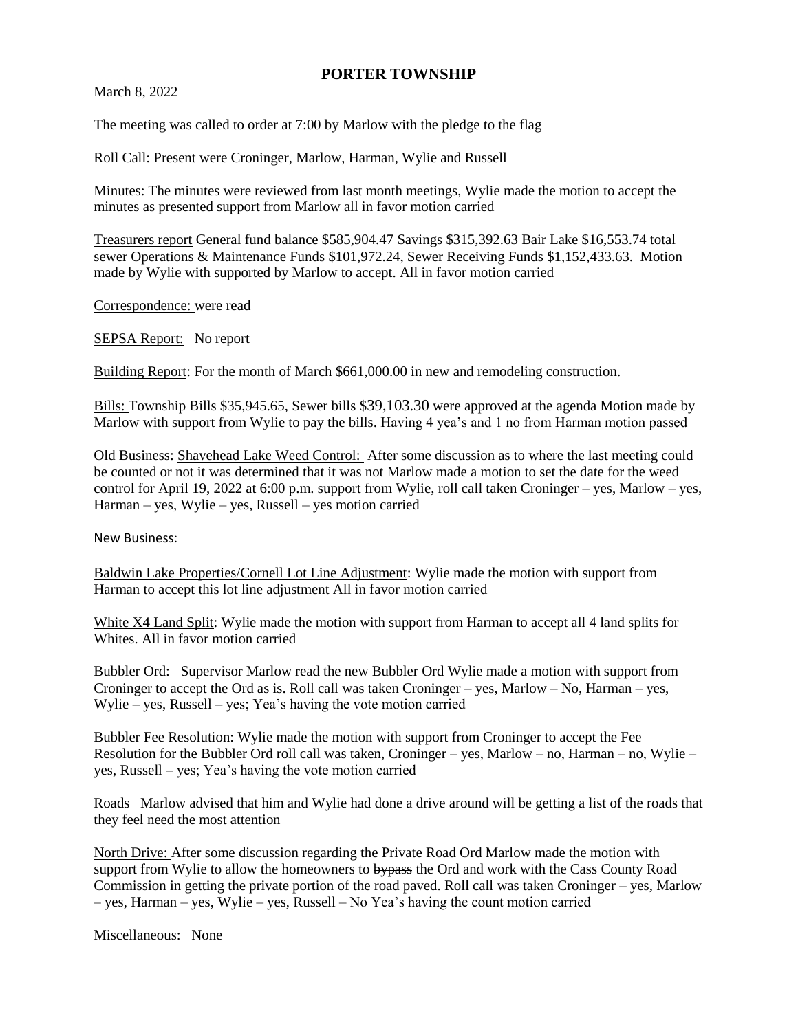# PORTER TOWNSHIP

March 8, 2022

The meeting was called to order at 7:00 by Marlow with the pledge to the flag

Roll Call: Present were Croninger, Marlow, Harman, Wylie and Russell

Minutes: The minutes were reviewed from last month meetings, Wylie made the motion to accept the minutes as presented support from Marlow all in favor motion carried

Treasurers report General fund balance $585,904.47 Savings $315,392.63 Bair Lake $16,553.74 total sewer Operations & Maintenance Funds $101,972.24, Sewer Receiving Funds $1,152,433.63. Motion made by Wylie with supported by Marlow to accept. All in favor motion carried

Correspondence: were read

SEPSA Report: No report

Building Report: For the month of March $661,000.00 in new and remodeling construction.

Bills: Township Bills $35,945.65, Sewer bills $39,103.30 were approved at the agenda Motion made by Marlow with support from Wylie to pay the bills. Having 4 yea's and 1 no from Harman motion passed

Old Business: Shavehead Lake Weed Control: After some discussion as to where the last meeting could be counted or not it was determined that it was not Marlow made a motion to set the date for the weed control for April 19, 2022 at 6:00 p.m. support from Wylie, roll call taken Croninger – yes, Marlow – yes, Harman – yes, Wylie – yes, Russell – yes motion carried

New Business:

Baldwin Lake Properties/Cornell Lot Line Adjustment: Wylie made the motion with support from Harman to accept this lot line adjustment All in favor motion carried

White X4 Land Split: Wylie made the motion with support from Harman to accept all 4 land splits for Whites. All in favor motion carried

Bubbler Ord: Supervisor Marlow read the new Bubbler Ord Wylie made a motion with support from Croninger to accept the Ord as is. Roll call was taken Croninger – yes, Marlow – No, Harman – yes, Wylie – yes, Russell – yes; Yea's having the vote motion carried

Bubbler Fee Resolution: Wylie made the motion with support from Croninger to accept the Fee Resolution for the Bubbler Ord roll call was taken, Croninger – yes, Marlow – no, Harman – no, Wylie – yes, Russell – yes; Yea's having the vote motion carried

Roads Marlow advised that him and Wylie had done a drive around will be getting a list of the roads that they feel need the most attention

North Drive: After some discussion regarding the Private Road Ord Marlow made the motion with support from Wylie to allow the homeowners to ~~bypass~~ the Ord and work with the Cass County Road Commission in getting the private portion of the road paved. Roll call was taken Croninger – yes, Marlow – yes, Harman – yes, Wylie – yes, Russell – No Yea's having the count motion carried

Miscellaneous: None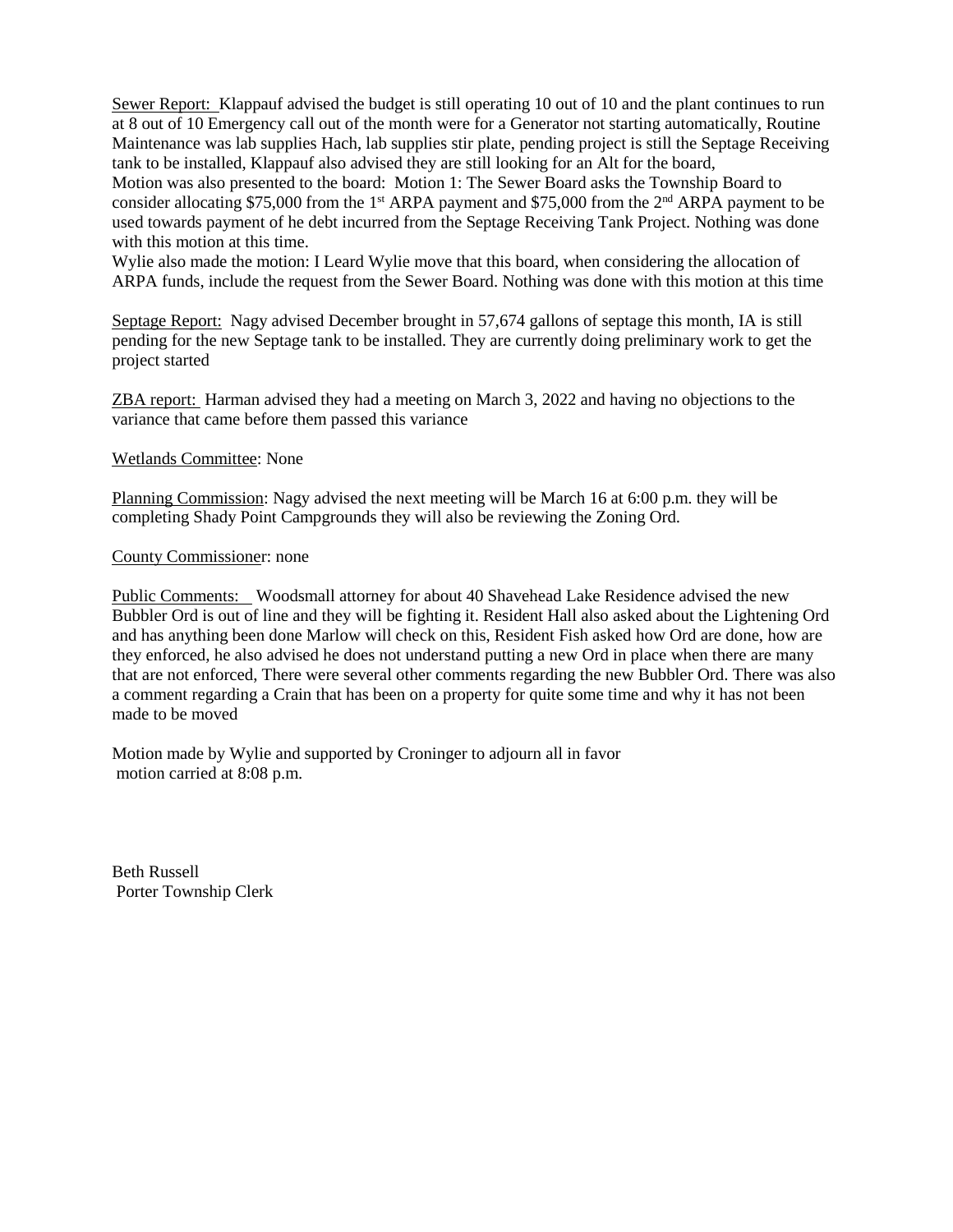Sewer Report: Klappauf advised the budget is still operating 10 out of 10 and the plant continues to run at 8 out of 10 Emergency call out of the month were for a Generator not starting automatically, Routine Maintenance was lab supplies Hach, lab supplies stir plate, pending project is still the Septage Receiving tank to be installed, Klappauf also advised they are still looking for an Alt for the board,
Motion was also presented to the board: Motion 1: The Sewer Board asks the Township Board to consider allocating $75,000 from the 1st ARPA payment and $75,000 from the 2nd ARPA payment to be used towards payment of he debt incurred from the Septage Receiving Tank Project. Nothing was done with this motion at this time.
Wylie also made the motion: I Leard Wylie move that this board, when considering the allocation of ARPA funds, include the request from the Sewer Board. Nothing was done with this motion at this time

Septage Report: Nagy advised December brought in 57,674 gallons of septage this month, IA is still pending for the new Septage tank to be installed. They are currently doing preliminary work to get the project started

ZBA report: Harman advised they had a meeting on March 3, 2022 and having no objections to the variance that came before them passed this variance

Wetlands Committee: None

Planning Commission: Nagy advised the next meeting will be March 16 at 6:00 p.m. they will be completing Shady Point Campgrounds they will also be reviewing the Zoning Ord.

County Commissioner: none

Public Comments: Woodsmall attorney for about 40 Shavehead Lake Residence advised the new Bubbler Ord is out of line and they will be fighting it. Resident Hall also asked about the Lightening Ord and has anything been done Marlow will check on this, Resident Fish asked how Ord are done, how are they enforced, he also advised he does not understand putting a new Ord in place when there are many that are not enforced, There were several other comments regarding the new Bubbler Ord. There was also a comment regarding a Crain that has been on a property for quite some time and why it has not been made to be moved

Motion made by Wylie and supported by Croninger to adjourn all in favor
motion carried at 8:08 p.m.

Beth Russell
Porter Township Clerk